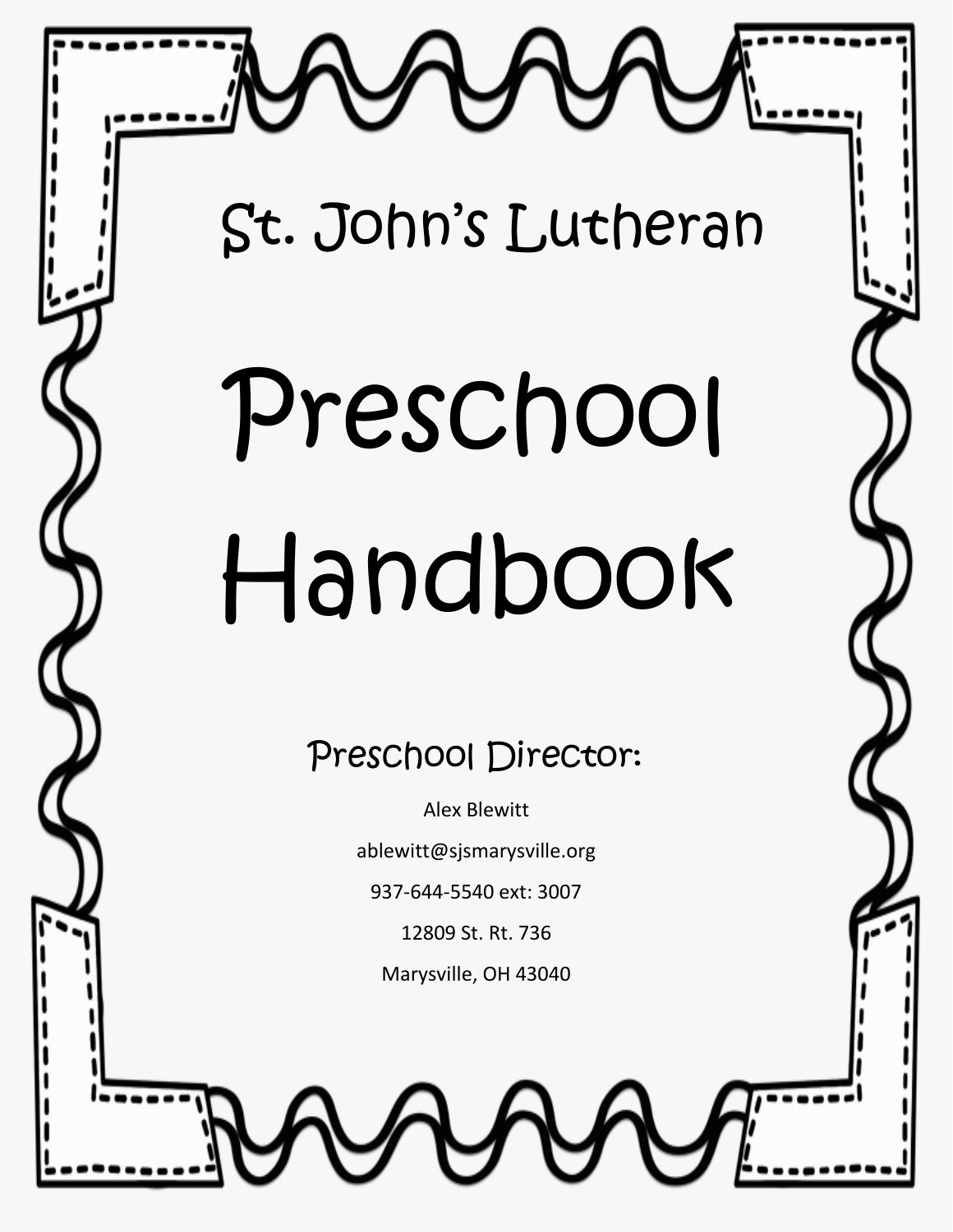# St. John's Lutheran

# Preschool Handbook

## Preschool Director:

Alex Blewitt

ablewitt@sjsmarysville.org

937-644-5540 ext: 3007

12809 St. Rt. 736

Marysville, OH 43040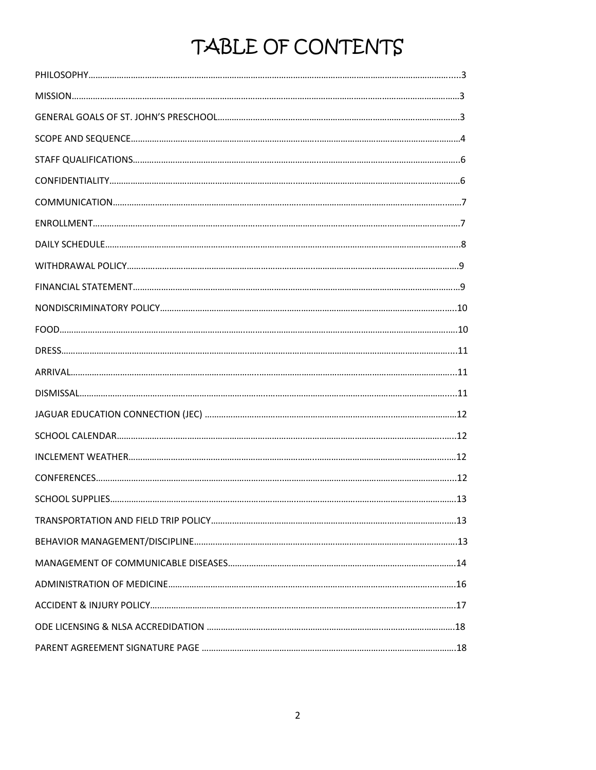# TABLE OF CONTENTS

PHILOSOPHY……………………………………………………………………………………………………………………3

MISSION……………………………………………………………………………………………………………………3

GENERAL GOALS OF ST. JOHN'S PRESCHOOL……………………………………………………………………3

SCOPE AND SEQUENCE……………………………………………………………………………………………4

STAFF QUALIFICATIONS……………………………………………………………………………………………6

CONFIDENTIALITY……………………………………………………………………………………………………6

COMMUNICATION……………………………………………………………………………………………………7

ENROLLMENT…………………………………………………………………………………………………………7

DAILY SCHEDULE……………………………………………………………………………………………………8

WITHDRAWAL POLICY………………………………………………………………………………………………9

FINANCIAL STATEMENT……………………………………………………………………………………………9

NONDISCRIMINATORY POLICY……………………………………………………………………………………10

FOOD……………………………………………………………………………………………………………………10

DRESS…………………………………………………………………………………………………………………11

ARRIVAL………………………………………………………………………………………………………………11

DISMISSAL……………………………………………………………………………………………………………11

JAGUAR EDUCATION CONNECTION (JEC) ……………………………………………………………………12

SCHOOL CALENDAR…………………………………………………………………………………………………12

INCLEMENT WEATHER………………………………………………………………………………………………12

CONFERENCES………………………………………………………………………………………………………12

SCHOOL SUPPLIES…………………………………………………………………………………………………13

TRANSPORTATION AND FIELD TRIP POLICY…………………………………………………………………13

BEHAVIOR MANAGEMENT/DISCIPLINE…………………………………………………………………………13

MANAGEMENT OF COMMUNICABLE DISEASES………………………………………………………………14

ADMINISTRATION OF MEDICINE……………………………………………………………………………………16

ACCIDENT & INJURY POLICY………………………………………………………………………………………17

ODE LICENSING & NLSA ACCREDIDATION ……………………………………………………………………18

PARENT AGREEMENT SIGNATURE PAGE ………………………………………………………………………18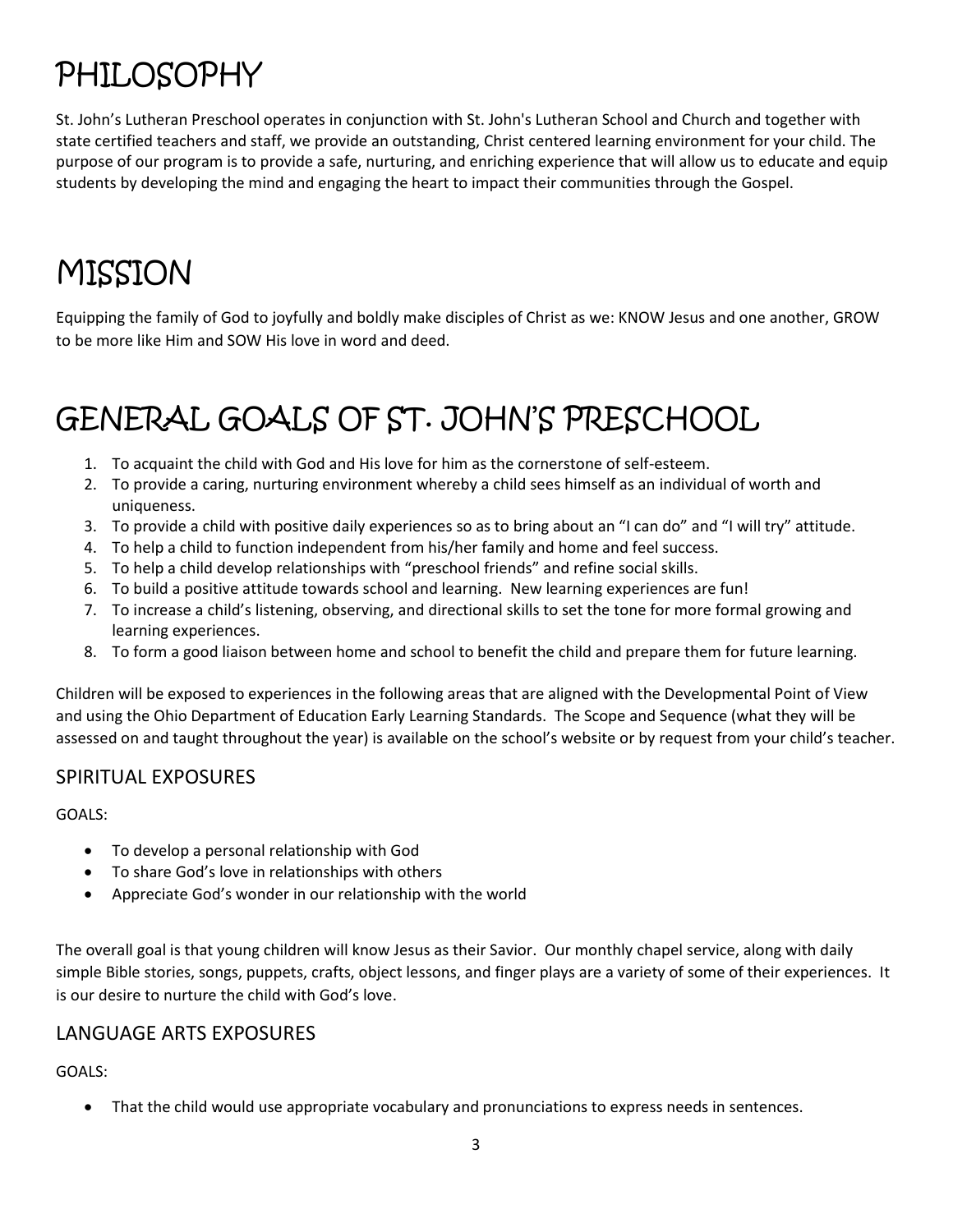# PHILOSOPHY

St. John's Lutheran Preschool operates in conjunction with St. John's Lutheran School and Church and together with state certified teachers and staff, we provide an outstanding, Christ centered learning environment for your child. The purpose of our program is to provide a safe, nurturing, and enriching experience that will allow us to educate and equip students by developing the mind and engaging the heart to impact their communities through the Gospel.

# MISSION

Equipping the family of God to joyfully and boldly make disciples of Christ as we: KNOW Jesus and one another, GROW to be more like Him and SOW His love in word and deed.

# GENERAL GOALS OF ST. JOHN'S PRESCHOOL

1. To acquaint the child with God and His love for him as the cornerstone of self-esteem.
2. To provide a caring, nurturing environment whereby a child sees himself as an individual of worth and uniqueness.
3. To provide a child with positive daily experiences so as to bring about an "I can do" and "I will try" attitude.
4. To help a child to function independent from his/her family and home and feel success.
5. To help a child develop relationships with "preschool friends" and refine social skills.
6. To build a positive attitude towards school and learning. New learning experiences are fun!
7. To increase a child's listening, observing, and directional skills to set the tone for more formal growing and learning experiences.
8. To form a good liaison between home and school to benefit the child and prepare them for future learning.

Children will be exposed to experiences in the following areas that are aligned with the Developmental Point of View and using the Ohio Department of Education Early Learning Standards. The Scope and Sequence (what they will be assessed on and taught throughout the year) is available on the school's website or by request from your child's teacher.

## SPIRITUAL EXPOSURES

GOALS:

- To develop a personal relationship with God
- To share God's love in relationships with others
- Appreciate God's wonder in our relationship with the world

The overall goal is that young children will know Jesus as their Savior. Our monthly chapel service, along with daily simple Bible stories, songs, puppets, crafts, object lessons, and finger plays are a variety of some of their experiences. It is our desire to nurture the child with God's love.

## LANGUAGE ARTS EXPOSURES

GOALS:

- That the child would use appropriate vocabulary and pronunciations to express needs in sentences.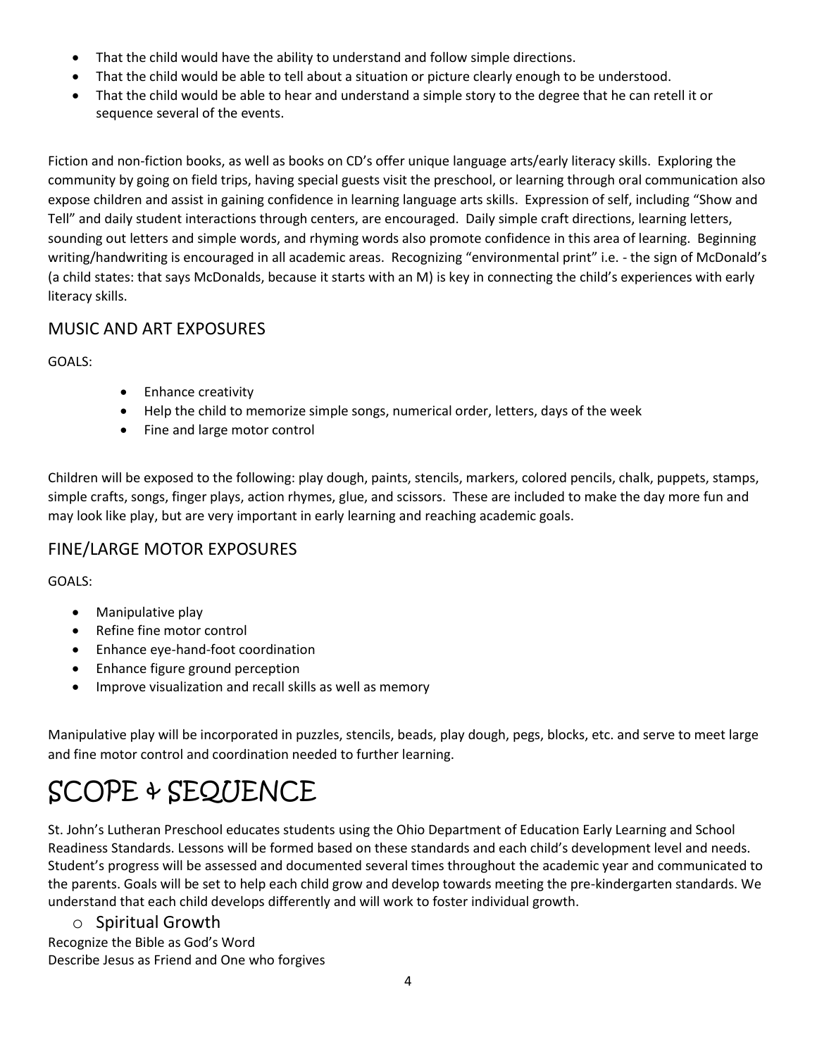- That the child would have the ability to understand and follow simple directions.
- That the child would be able to tell about a situation or picture clearly enough to be understood.
- That the child would be able to hear and understand a simple story to the degree that he can retell it or sequence several of the events.

Fiction and non-fiction books, as well as books on CD's offer unique language arts/early literacy skills. Exploring the community by going on field trips, having special guests visit the preschool, or learning through oral communication also expose children and assist in gaining confidence in learning language arts skills. Expression of self, including "Show and Tell" and daily student interactions through centers, are encouraged. Daily simple craft directions, learning letters, sounding out letters and simple words, and rhyming words also promote confidence in this area of learning. Beginning writing/handwriting is encouraged in all academic areas. Recognizing "environmental print" i.e. - the sign of McDonald's (a child states: that says McDonalds, because it starts with an M) is key in connecting the child's experiences with early literacy skills.

## MUSIC AND ART EXPOSURES

GOALS:

- Enhance creativity
- Help the child to memorize simple songs, numerical order, letters, days of the week
- Fine and large motor control

Children will be exposed to the following: play dough, paints, stencils, markers, colored pencils, chalk, puppets, stamps, simple crafts, songs, finger plays, action rhymes, glue, and scissors. These are included to make the day more fun and may look like play, but are very important in early learning and reaching academic goals.

## FINE/LARGE MOTOR EXPOSURES

GOALS:

- Manipulative play
- Refine fine motor control
- Enhance eye-hand-foot coordination
- Enhance figure ground perception
- Improve visualization and recall skills as well as memory

Manipulative play will be incorporated in puzzles, stencils, beads, play dough, pegs, blocks, etc. and serve to meet large and fine motor control and coordination needed to further learning.

# SCOPE & SEQUENCE

St. John's Lutheran Preschool educates students using the Ohio Department of Education Early Learning and School Readiness Standards. Lessons will be formed based on these standards and each child's development level and needs. Student's progress will be assessed and documented several times throughout the academic year and communicated to the parents. Goals will be set to help each child grow and develop towards meeting the pre-kindergarten standards. We understand that each child develops differently and will work to foster individual growth.

- Spiritual Growth

Recognize the Bible as God's Word
Describe Jesus as Friend and One who forgives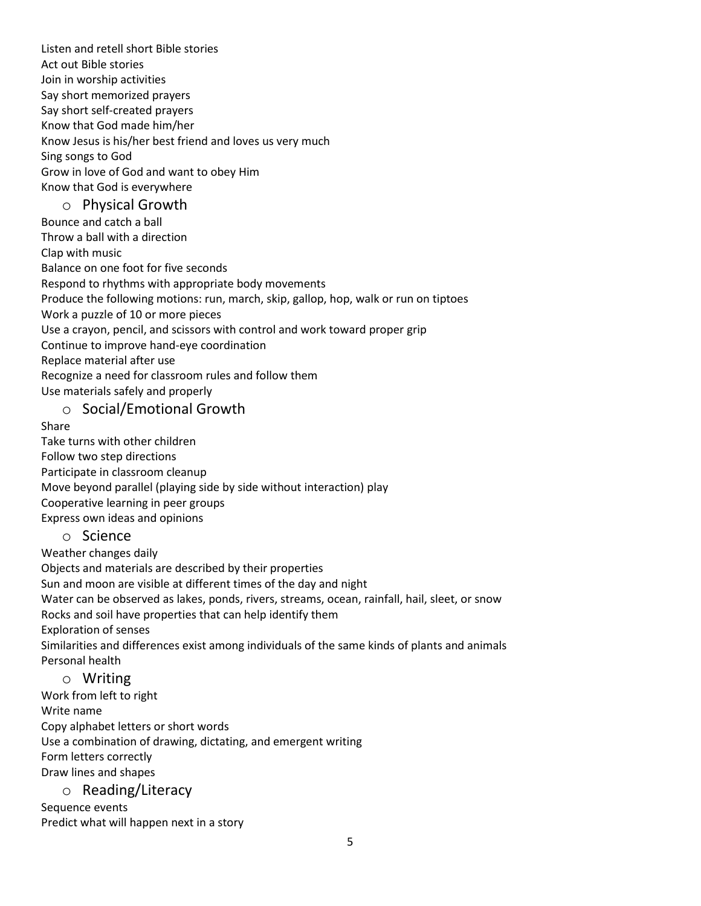Listen and retell short Bible stories
Act out Bible stories
Join in worship activities
Say short memorized prayers
Say short self-created prayers
Know that God made him/her
Know Jesus is his/her best friend and loves us very much
Sing songs to God
Grow in love of God and want to obey Him
Know that God is everywhere

- Physical Growth

Bounce and catch a ball
Throw a ball with a direction
Clap with music
Balance on one foot for five seconds
Respond to rhythms with appropriate body movements
Produce the following motions: run, march, skip, gallop, hop, walk or run on tiptoes
Work a puzzle of 10 or more pieces
Use a crayon, pencil, and scissors with control and work toward proper grip
Continue to improve hand-eye coordination
Replace material after use
Recognize a need for classroom rules and follow them
Use materials safely and properly

- Social/Emotional Growth

Share
Take turns with other children
Follow two step directions
Participate in classroom cleanup
Move beyond parallel (playing side by side without interaction) play
Cooperative learning in peer groups
Express own ideas and opinions

- Science

Weather changes daily
Objects and materials are described by their properties
Sun and moon are visible at different times of the day and night
Water can be observed as lakes, ponds, rivers, streams, ocean, rainfall, hail, sleet, or snow
Rocks and soil have properties that can help identify them
Exploration of senses
Similarities and differences exist among individuals of the same kinds of plants and animals
Personal health

- Writing

Work from left to right
Write name
Copy alphabet letters or short words
Use a combination of drawing, dictating, and emergent writing
Form letters correctly
Draw lines and shapes

- Reading/Literacy

Sequence events
Predict what will happen next in a story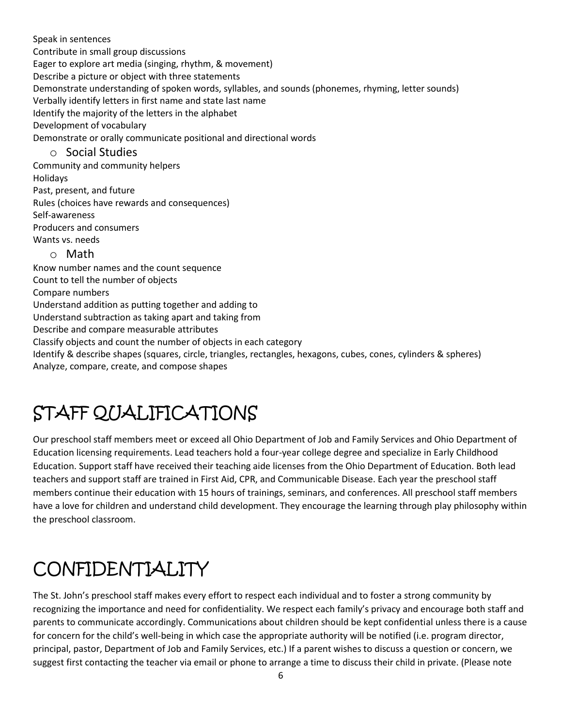Speak in sentences
Contribute in small group discussions
Eager to explore art media (singing, rhythm, & movement)
Describe a picture or object with three statements
Demonstrate understanding of spoken words, syllables, and sounds (phonemes, rhyming, letter sounds)
Verbally identify letters in first name and state last name
Identify the majority of the letters in the alphabet
Development of vocabulary
Demonstrate or orally communicate positional and directional words

- Social Studies

Community and community helpers
Holidays
Past, present, and future
Rules (choices have rewards and consequences)
Self-awareness
Producers and consumers
Wants vs. needs

- Math

Know number names and the count sequence
Count to tell the number of objects
Compare numbers
Understand addition as putting together and adding to
Understand subtraction as taking apart and taking from
Describe and compare measurable attributes
Classify objects and count the number of objects in each category
Identify & describe shapes (squares, circle, triangles, rectangles, hexagons, cubes, cones, cylinders & spheres)
Analyze, compare, create, and compose shapes

# STAFF QUALIFICATIONS

Our preschool staff members meet or exceed all Ohio Department of Job and Family Services and Ohio Department of Education licensing requirements. Lead teachers hold a four-year college degree and specialize in Early Childhood Education. Support staff have received their teaching aide licenses from the Ohio Department of Education. Both lead teachers and support staff are trained in First Aid, CPR, and Communicable Disease. Each year the preschool staff members continue their education with 15 hours of trainings, seminars, and conferences. All preschool staff members have a love for children and understand child development. They encourage the learning through play philosophy within the preschool classroom.

# CONFIDENTIALITY

The St. John's preschool staff makes every effort to respect each individual and to foster a strong community by recognizing the importance and need for confidentiality. We respect each family's privacy and encourage both staff and parents to communicate accordingly. Communications about children should be kept confidential unless there is a cause for concern for the child's well-being in which case the appropriate authority will be notified (i.e. program director, principal, pastor, Department of Job and Family Services, etc.) If a parent wishes to discuss a question or concern, we suggest first contacting the teacher via email or phone to arrange a time to discuss their child in private. (Please note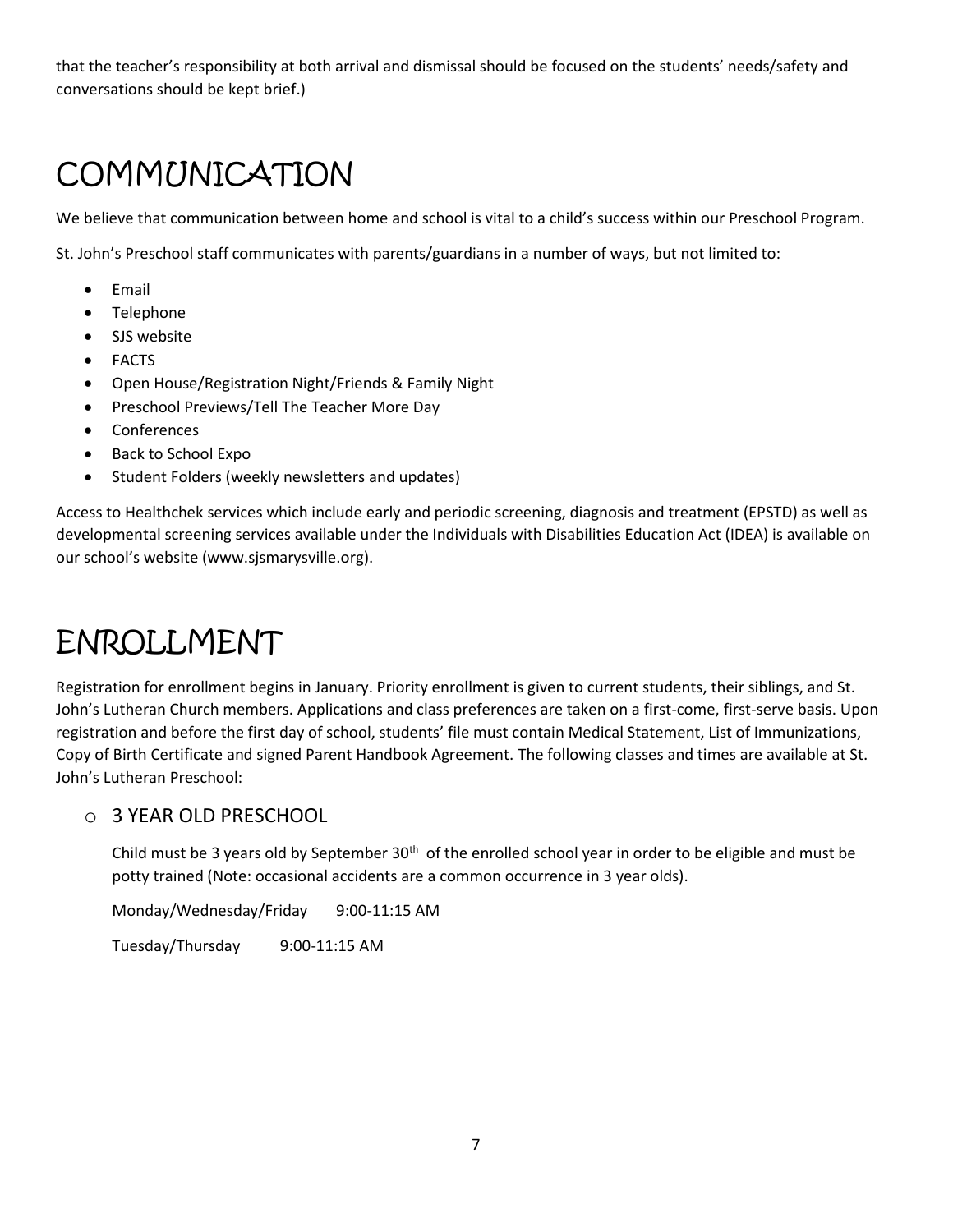that the teacher's responsibility at both arrival and dismissal should be focused on the students' needs/safety and conversations should be kept brief.)

# COMMUNICATION

We believe that communication between home and school is vital to a child's success within our Preschool Program.

St. John's Preschool staff communicates with parents/guardians in a number of ways, but not limited to:

- Email
- Telephone
- SJS website
- FACTS
- Open House/Registration Night/Friends & Family Night
- Preschool Previews/Tell The Teacher More Day
- Conferences
- Back to School Expo
- Student Folders (weekly newsletters and updates)

Access to Healthchek services which include early and periodic screening, diagnosis and treatment (EPSTD) as well as developmental screening services available under the Individuals with Disabilities Education Act (IDEA) is available on our school's website (www.sjsmarysville.org).

# ENROLLMENT

Registration for enrollment begins in January. Priority enrollment is given to current students, their siblings, and St. John's Lutheran Church members. Applications and class preferences are taken on a first-come, first-serve basis. Upon registration and before the first day of school, students' file must contain Medical Statement, List of Immunizations, Copy of Birth Certificate and signed Parent Handbook Agreement. The following classes and times are available at St. John's Lutheran Preschool:

## 3 YEAR OLD PRESCHOOL

Child must be 3 years old by September 30th of the enrolled school year in order to be eligible and must be potty trained (Note: occasional accidents are a common occurrence in 3 year olds).

Monday/Wednesday/Friday 9:00-11:15 AM

Tuesday/Thursday 9:00-11:15 AM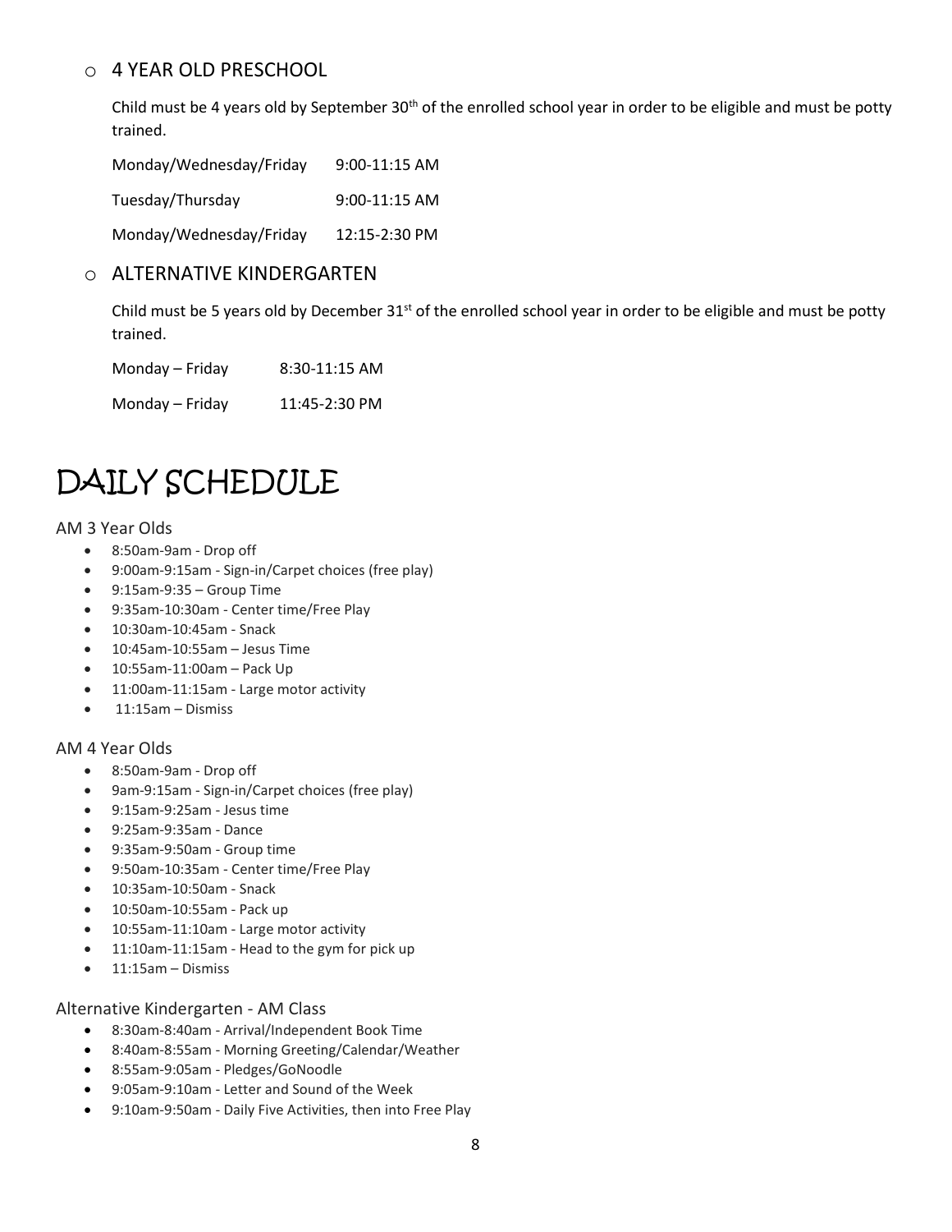- 4 YEAR OLD PRESCHOOL

  Child must be 4 years old by September 30th of the enrolled school year in order to be eligible and must be potty trained.

  | | |
  |---|---|
  | Monday/Wednesday/Friday | 9:00-11:15 AM |
  | Tuesday/Thursday | 9:00-11:15 AM |
  | Monday/Wednesday/Friday | 12:15-2:30 PM |

- ALTERNATIVE KINDERGARTEN

  Child must be 5 years old by December 31st of the enrolled school year in order to be eligible and must be potty trained.

  | | |
  |---|---|
  | Monday – Friday | 8:30-11:15 AM |
  | Monday – Friday | 11:45-2:30 PM |

# DAILY SCHEDULE

AM 3 Year Olds

- 8:50am-9am - Drop off
- 9:00am-9:15am - Sign-in/Carpet choices (free play)
- 9:15am-9:35 – Group Time
- 9:35am-10:30am - Center time/Free Play
- 10:30am-10:45am - Snack
- 10:45am-10:55am – Jesus Time
- 10:55am-11:00am – Pack Up
- 11:00am-11:15am - Large motor activity
- 11:15am – Dismiss

AM 4 Year Olds

- 8:50am-9am - Drop off
- 9am-9:15am - Sign-in/Carpet choices (free play)
- 9:15am-9:25am - Jesus time
- 9:25am-9:35am - Dance
- 9:35am-9:50am - Group time
- 9:50am-10:35am - Center time/Free Play
- 10:35am-10:50am - Snack
- 10:50am-10:55am - Pack up
- 10:55am-11:10am - Large motor activity
- 11:10am-11:15am - Head to the gym for pick up
- 11:15am – Dismiss

Alternative Kindergarten - AM Class

- 8:30am-8:40am - Arrival/Independent Book Time
- 8:40am-8:55am - Morning Greeting/Calendar/Weather
- 8:55am-9:05am - Pledges/GoNoodle
- 9:05am-9:10am - Letter and Sound of the Week
- 9:10am-9:50am - Daily Five Activities, then into Free Play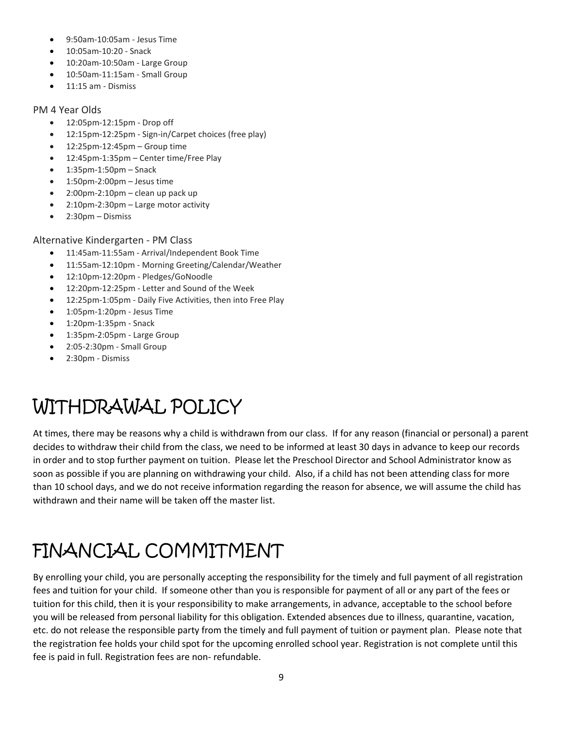- 9:50am-10:05am - Jesus Time
- 10:05am-10:20 - Snack
- 10:20am-10:50am - Large Group
- 10:50am-11:15am - Small Group
- 11:15 am - Dismiss

PM 4 Year Olds

- 12:05pm-12:15pm - Drop off
- 12:15pm-12:25pm - Sign-in/Carpet choices (free play)
- 12:25pm-12:45pm – Group time
- 12:45pm-1:35pm – Center time/Free Play
- 1:35pm-1:50pm – Snack
- 1:50pm-2:00pm – Jesus time
- 2:00pm-2:10pm – clean up pack up
- 2:10pm-2:30pm – Large motor activity
- 2:30pm – Dismiss

Alternative Kindergarten - PM Class

- 11:45am-11:55am - Arrival/Independent Book Time
- 11:55am-12:10pm - Morning Greeting/Calendar/Weather
- 12:10pm-12:20pm - Pledges/GoNoodle
- 12:20pm-12:25pm - Letter and Sound of the Week
- 12:25pm-1:05pm - Daily Five Activities, then into Free Play
- 1:05pm-1:20pm - Jesus Time
- 1:20pm-1:35pm - Snack
- 1:35pm-2:05pm - Large Group
- 2:05-2:30pm - Small Group
- 2:30pm - Dismiss

# WITHDRAWAL POLICY

At times, there may be reasons why a child is withdrawn from our class. If for any reason (financial or personal) a parent decides to withdraw their child from the class, we need to be informed at least 30 days in advance to keep our records in order and to stop further payment on tuition. Please let the Preschool Director and School Administrator know as soon as possible if you are planning on withdrawing your child. Also, if a child has not been attending class for more than 10 school days, and we do not receive information regarding the reason for absence, we will assume the child has withdrawn and their name will be taken off the master list.

# FINANCIAL COMMITMENT

By enrolling your child, you are personally accepting the responsibility for the timely and full payment of all registration fees and tuition for your child. If someone other than you is responsible for payment of all or any part of the fees or tuition for this child, then it is your responsibility to make arrangements, in advance, acceptable to the school before you will be released from personal liability for this obligation. Extended absences due to illness, quarantine, vacation, etc. do not release the responsible party from the timely and full payment of tuition or payment plan. Please note that the registration fee holds your child spot for the upcoming enrolled school year. Registration is not complete until this fee is paid in full. Registration fees are non- refundable.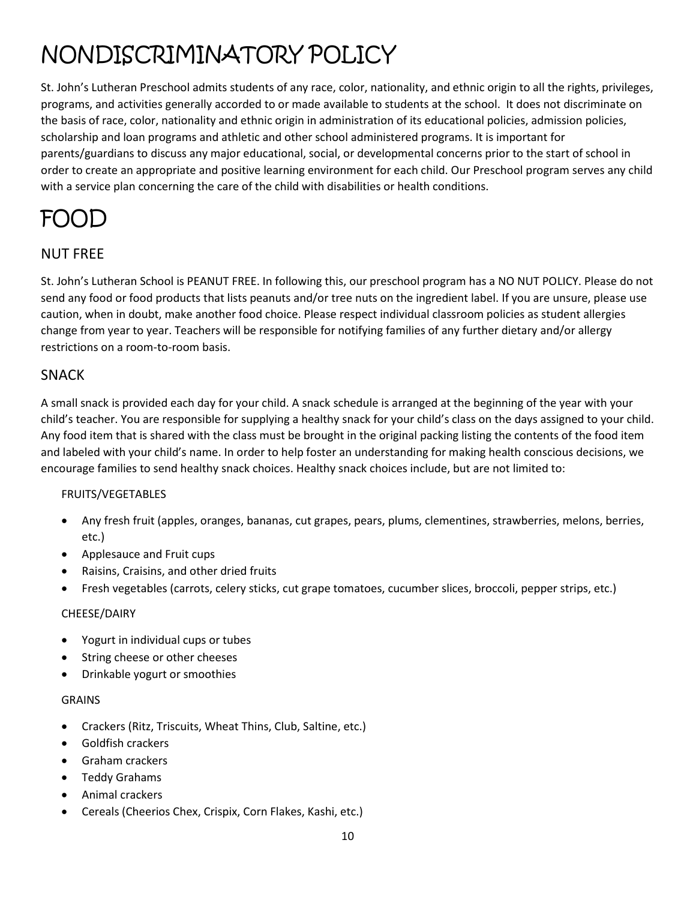# NONDISCRIMINATORY POLICY

St. John's Lutheran Preschool admits students of any race, color, nationality, and ethnic origin to all the rights, privileges, programs, and activities generally accorded to or made available to students at the school. It does not discriminate on the basis of race, color, nationality and ethnic origin in administration of its educational policies, admission policies, scholarship and loan programs and athletic and other school administered programs. It is important for parents/guardians to discuss any major educational, social, or developmental concerns prior to the start of school in order to create an appropriate and positive learning environment for each child. Our Preschool program serves any child with a service plan concerning the care of the child with disabilities or health conditions.

# FOOD

## NUT FREE

St. John's Lutheran School is PEANUT FREE. In following this, our preschool program has a NO NUT POLICY. Please do not send any food or food products that lists peanuts and/or tree nuts on the ingredient label. If you are unsure, please use caution, when in doubt, make another food choice. Please respect individual classroom policies as student allergies change from year to year. Teachers will be responsible for notifying families of any further dietary and/or allergy restrictions on a room-to-room basis.

## SNACK

A small snack is provided each day for your child. A snack schedule is arranged at the beginning of the year with your child's teacher. You are responsible for supplying a healthy snack for your child's class on the days assigned to your child. Any food item that is shared with the class must be brought in the original packing listing the contents of the food item and labeled with your child's name. In order to help foster an understanding for making health conscious decisions, we encourage families to send healthy snack choices. Healthy snack choices include, but are not limited to:

FRUITS/VEGETABLES

- Any fresh fruit (apples, oranges, bananas, cut grapes, pears, plums, clementines, strawberries, melons, berries, etc.)
- Applesauce and Fruit cups
- Raisins, Craisins, and other dried fruits
- Fresh vegetables (carrots, celery sticks, cut grape tomatoes, cucumber slices, broccoli, pepper strips, etc.)

CHEESE/DAIRY

- Yogurt in individual cups or tubes
- String cheese or other cheeses
- Drinkable yogurt or smoothies

GRAINS

- Crackers (Ritz, Triscuits, Wheat Thins, Club, Saltine, etc.)
- Goldfish crackers
- Graham crackers
- Teddy Grahams
- Animal crackers
- Cereals (Cheerios Chex, Crispix, Corn Flakes, Kashi, etc.)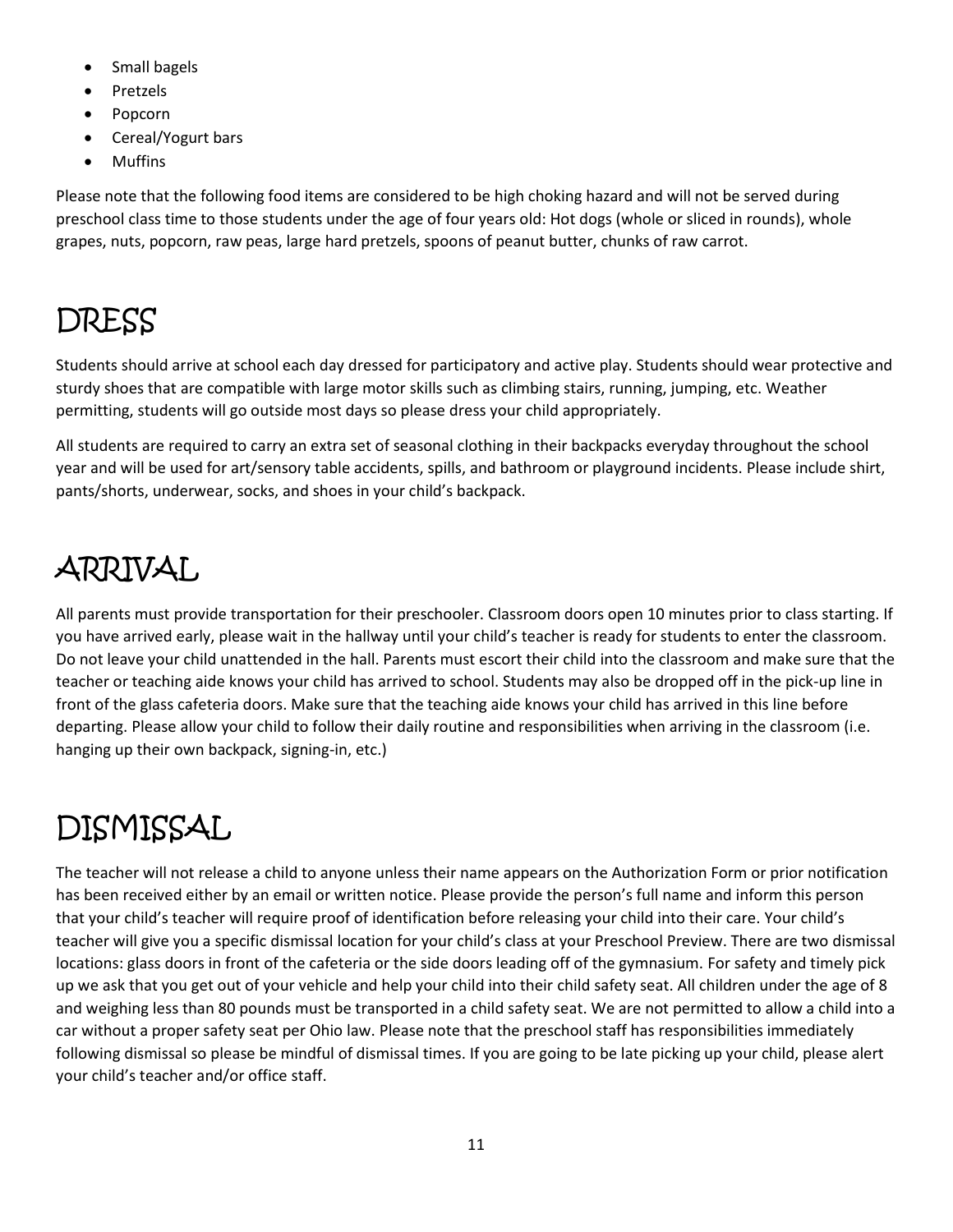- Small bagels
- Pretzels
- Popcorn
- Cereal/Yogurt bars
- Muffins

Please note that the following food items are considered to be high choking hazard and will not be served during preschool class time to those students under the age of four years old: Hot dogs (whole or sliced in rounds), whole grapes, nuts, popcorn, raw peas, large hard pretzels, spoons of peanut butter, chunks of raw carrot.

# DRESS

Students should arrive at school each day dressed for participatory and active play. Students should wear protective and sturdy shoes that are compatible with large motor skills such as climbing stairs, running, jumping, etc. Weather permitting, students will go outside most days so please dress your child appropriately.

All students are required to carry an extra set of seasonal clothing in their backpacks everyday throughout the school year and will be used for art/sensory table accidents, spills, and bathroom or playground incidents. Please include shirt, pants/shorts, underwear, socks, and shoes in your child's backpack.

# ARRIVAL

All parents must provide transportation for their preschooler. Classroom doors open 10 minutes prior to class starting. If you have arrived early, please wait in the hallway until your child's teacher is ready for students to enter the classroom. Do not leave your child unattended in the hall. Parents must escort their child into the classroom and make sure that the teacher or teaching aide knows your child has arrived to school. Students may also be dropped off in the pick-up line in front of the glass cafeteria doors. Make sure that the teaching aide knows your child has arrived in this line before departing. Please allow your child to follow their daily routine and responsibilities when arriving in the classroom (i.e. hanging up their own backpack, signing-in, etc.)

# DISMISSAL

The teacher will not release a child to anyone unless their name appears on the Authorization Form or prior notification has been received either by an email or written notice. Please provide the person's full name and inform this person that your child's teacher will require proof of identification before releasing your child into their care. Your child's teacher will give you a specific dismissal location for your child's class at your Preschool Preview. There are two dismissal locations: glass doors in front of the cafeteria or the side doors leading off of the gymnasium. For safety and timely pick up we ask that you get out of your vehicle and help your child into their child safety seat. All children under the age of 8 and weighing less than 80 pounds must be transported in a child safety seat. We are not permitted to allow a child into a car without a proper safety seat per Ohio law. Please note that the preschool staff has responsibilities immediately following dismissal so please be mindful of dismissal times. If you are going to be late picking up your child, please alert your child's teacher and/or office staff.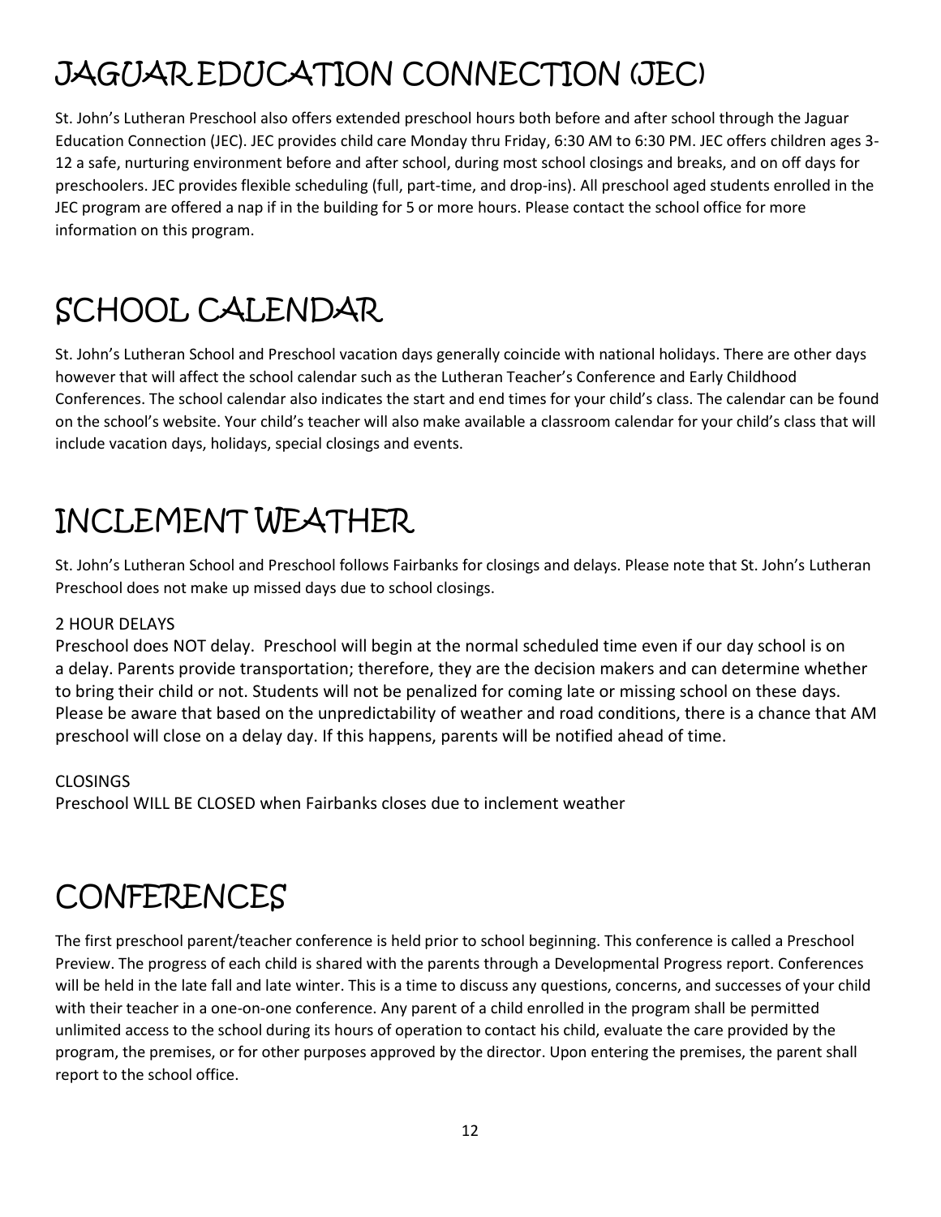# JAGUAR EDUCATION CONNECTION (JEC)

St. John's Lutheran Preschool also offers extended preschool hours both before and after school through the Jaguar Education Connection (JEC). JEC provides child care Monday thru Friday, 6:30 AM to 6:30 PM. JEC offers children ages 3-12 a safe, nurturing environment before and after school, during most school closings and breaks, and on off days for preschoolers. JEC provides flexible scheduling (full, part-time, and drop-ins). All preschool aged students enrolled in the JEC program are offered a nap if in the building for 5 or more hours. Please contact the school office for more information on this program.

# SCHOOL CALENDAR

St. John's Lutheran School and Preschool vacation days generally coincide with national holidays. There are other days however that will affect the school calendar such as the Lutheran Teacher's Conference and Early Childhood Conferences. The school calendar also indicates the start and end times for your child's class. The calendar can be found on the school's website. Your child's teacher will also make available a classroom calendar for your child's class that will include vacation days, holidays, special closings and events.

# INCLEMENT WEATHER

St. John's Lutheran School and Preschool follows Fairbanks for closings and delays. Please note that St. John's Lutheran Preschool does not make up missed days due to school closings.

2 HOUR DELAYS

Preschool does NOT delay. Preschool will begin at the normal scheduled time even if our day school is on a delay. Parents provide transportation; therefore, they are the decision makers and can determine whether to bring their child or not. Students will not be penalized for coming late or missing school on these days. Please be aware that based on the unpredictability of weather and road conditions, there is a chance that AM preschool will close on a delay day. If this happens, parents will be notified ahead of time.

CLOSINGS

Preschool WILL BE CLOSED when Fairbanks closes due to inclement weather

# CONFERENCES

The first preschool parent/teacher conference is held prior to school beginning. This conference is called a Preschool Preview. The progress of each child is shared with the parents through a Developmental Progress report. Conferences will be held in the late fall and late winter. This is a time to discuss any questions, concerns, and successes of your child with their teacher in a one-on-one conference. Any parent of a child enrolled in the program shall be permitted unlimited access to the school during its hours of operation to contact his child, evaluate the care provided by the program, the premises, or for other purposes approved by the director. Upon entering the premises, the parent shall report to the school office.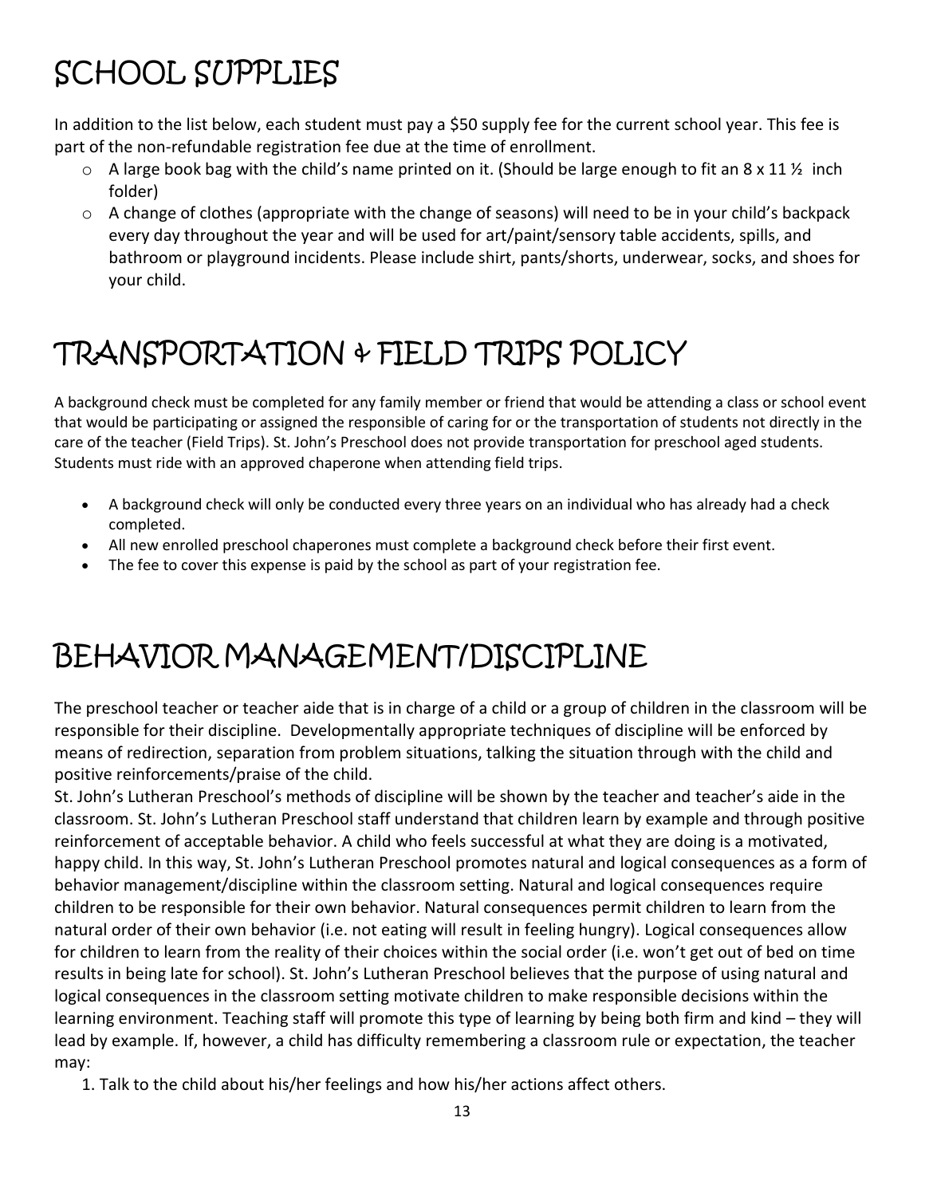# SCHOOL SUPPLIES

In addition to the list below, each student must pay a $50 supply fee for the current school year. This fee is part of the non-refundable registration fee due at the time of enrollment.

- A large book bag with the child's name printed on it. (Should be large enough to fit an 8 x 11 ½ inch folder)
- A change of clothes (appropriate with the change of seasons) will need to be in your child's backpack every day throughout the year and will be used for art/paint/sensory table accidents, spills, and bathroom or playground incidents. Please include shirt, pants/shorts, underwear, socks, and shoes for your child.

# TRANSPORTATION & FIELD TRIPS POLICY

A background check must be completed for any family member or friend that would be attending a class or school event that would be participating or assigned the responsible of caring for or the transportation of students not directly in the care of the teacher (Field Trips). St. John's Preschool does not provide transportation for preschool aged students. Students must ride with an approved chaperone when attending field trips.

- A background check will only be conducted every three years on an individual who has already had a check completed.
- All new enrolled preschool chaperones must complete a background check before their first event.
- The fee to cover this expense is paid by the school as part of your registration fee.

# BEHAVIOR MANAGEMENT/DISCIPLINE

The preschool teacher or teacher aide that is in charge of a child or a group of children in the classroom will be responsible for their discipline. Developmentally appropriate techniques of discipline will be enforced by means of redirection, separation from problem situations, talking the situation through with the child and positive reinforcements/praise of the child.

St. John's Lutheran Preschool's methods of discipline will be shown by the teacher and teacher's aide in the classroom. St. John's Lutheran Preschool staff understand that children learn by example and through positive reinforcement of acceptable behavior. A child who feels successful at what they are doing is a motivated, happy child. In this way, St. John's Lutheran Preschool promotes natural and logical consequences as a form of behavior management/discipline within the classroom setting. Natural and logical consequences require children to be responsible for their own behavior. Natural consequences permit children to learn from the natural order of their own behavior (i.e. not eating will result in feeling hungry). Logical consequences allow for children to learn from the reality of their choices within the social order (i.e. won't get out of bed on time results in being late for school). St. John's Lutheran Preschool believes that the purpose of using natural and logical consequences in the classroom setting motivate children to make responsible decisions within the learning environment. Teaching staff will promote this type of learning by being both firm and kind – they will lead by example. If, however, a child has difficulty remembering a classroom rule or expectation, the teacher may:

1. Talk to the child about his/her feelings and how his/her actions affect others.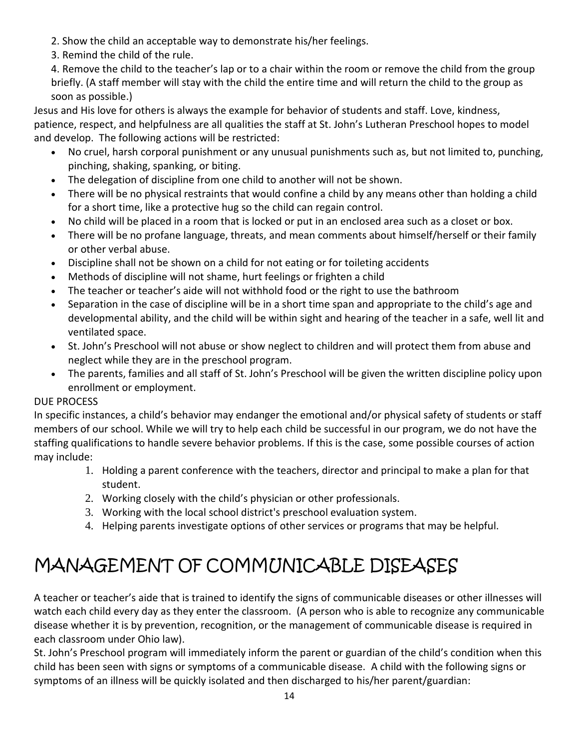2. Show the child an acceptable way to demonstrate his/her feelings.
3. Remind the child of the rule.
4. Remove the child to the teacher's lap or to a chair within the room or remove the child from the group briefly. (A staff member will stay with the child the entire time and will return the child to the group as soon as possible.)

Jesus and His love for others is always the example for behavior of students and staff. Love, kindness, patience, respect, and helpfulness are all qualities the staff at St. John's Lutheran Preschool hopes to model and develop. The following actions will be restricted:

- No cruel, harsh corporal punishment or any unusual punishments such as, but not limited to, punching, pinching, shaking, spanking, or biting.
- The delegation of discipline from one child to another will not be shown.
- There will be no physical restraints that would confine a child by any means other than holding a child for a short time, like a protective hug so the child can regain control.
- No child will be placed in a room that is locked or put in an enclosed area such as a closet or box.
- There will be no profane language, threats, and mean comments about himself/herself or their family or other verbal abuse.
- Discipline shall not be shown on a child for not eating or for toileting accidents
- Methods of discipline will not shame, hurt feelings or frighten a child
- The teacher or teacher's aide will not withhold food or the right to use the bathroom
- Separation in the case of discipline will be in a short time span and appropriate to the child's age and developmental ability, and the child will be within sight and hearing of the teacher in a safe, well lit and ventilated space.
- St. John's Preschool will not abuse or show neglect to children and will protect them from abuse and neglect while they are in the preschool program.
- The parents, families and all staff of St. John's Preschool will be given the written discipline policy upon enrollment or employment.

DUE PROCESS

In specific instances, a child's behavior may endanger the emotional and/or physical safety of students or staff members of our school. While we will try to help each child be successful in our program, we do not have the staffing qualifications to handle severe behavior problems. If this is the case, some possible courses of action may include:

1. Holding a parent conference with the teachers, director and principal to make a plan for that student.
2. Working closely with the child's physician or other professionals.
3. Working with the local school district's preschool evaluation system.
4. Helping parents investigate options of other services or programs that may be helpful.

# MANAGEMENT OF COMMUNICABLE DISEASES

A teacher or teacher's aide that is trained to identify the signs of communicable diseases or other illnesses will watch each child every day as they enter the classroom. (A person who is able to recognize any communicable disease whether it is by prevention, recognition, or the management of communicable disease is required in each classroom under Ohio law).

St. John's Preschool program will immediately inform the parent or guardian of the child's condition when this child has been seen with signs or symptoms of a communicable disease. A child with the following signs or symptoms of an illness will be quickly isolated and then discharged to his/her parent/guardian: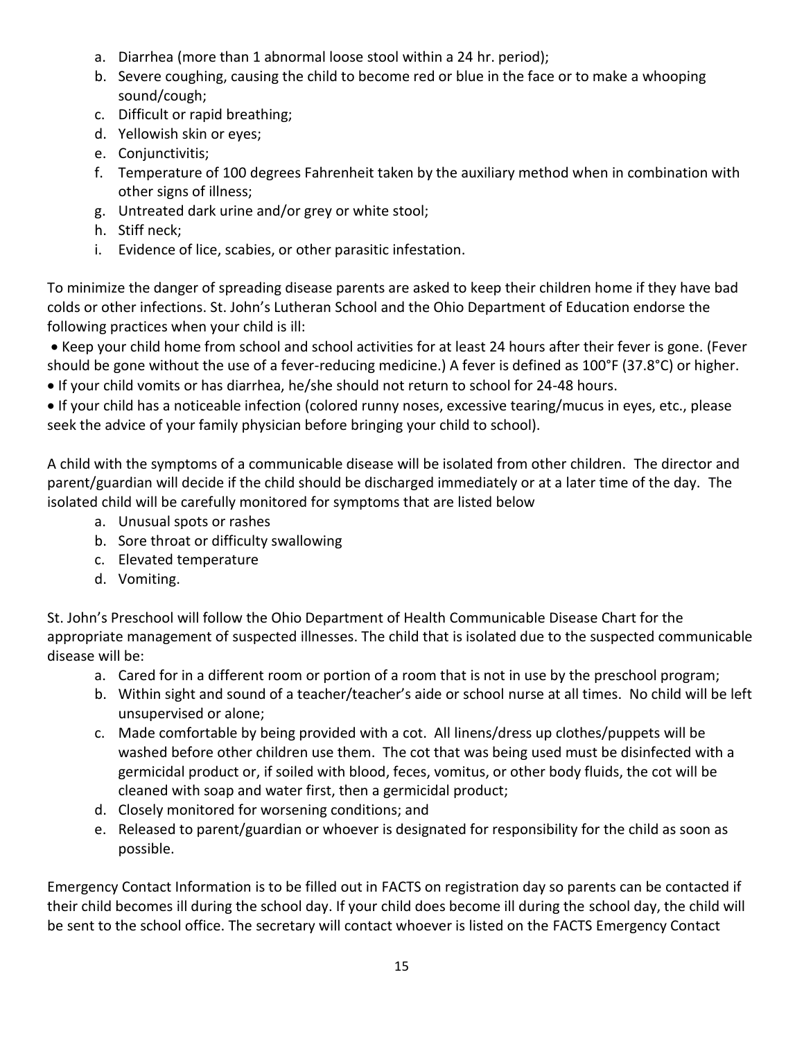a. Diarrhea (more than 1 abnormal loose stool within a 24 hr. period);
b. Severe coughing, causing the child to become red or blue in the face or to make a whooping sound/cough;
c. Difficult or rapid breathing;
d. Yellowish skin or eyes;
e. Conjunctivitis;
f. Temperature of 100 degrees Fahrenheit taken by the auxiliary method when in combination with other signs of illness;
g. Untreated dark urine and/or grey or white stool;
h. Stiff neck;
i. Evidence of lice, scabies, or other parasitic infestation.

To minimize the danger of spreading disease parents are asked to keep their children home if they have bad colds or other infections. St. John's Lutheran School and the Ohio Department of Education endorse the following practices when your child is ill:

- Keep your child home from school and school activities for at least 24 hours after their fever is gone. (Fever should be gone without the use of a fever-reducing medicine.) A fever is defined as 100°F (37.8°C) or higher.
- If your child vomits or has diarrhea, he/she should not return to school for 24-48 hours.
- If your child has a noticeable infection (colored runny noses, excessive tearing/mucus in eyes, etc., please seek the advice of your family physician before bringing your child to school).

A child with the symptoms of a communicable disease will be isolated from other children. The director and parent/guardian will decide if the child should be discharged immediately or at a later time of the day. The isolated child will be carefully monitored for symptoms that are listed below

a. Unusual spots or rashes
b. Sore throat or difficulty swallowing
c. Elevated temperature
d. Vomiting.

St. John's Preschool will follow the Ohio Department of Health Communicable Disease Chart for the appropriate management of suspected illnesses. The child that is isolated due to the suspected communicable disease will be:

a. Cared for in a different room or portion of a room that is not in use by the preschool program;
b. Within sight and sound of a teacher/teacher's aide or school nurse at all times. No child will be left unsupervised or alone;
c. Made comfortable by being provided with a cot. All linens/dress up clothes/puppets will be washed before other children use them. The cot that was being used must be disinfected with a germicidal product or, if soiled with blood, feces, vomitus, or other body fluids, the cot will be cleaned with soap and water first, then a germicidal product;
d. Closely monitored for worsening conditions; and
e. Released to parent/guardian or whoever is designated for responsibility for the child as soon as possible.

Emergency Contact Information is to be filled out in FACTS on registration day so parents can be contacted if their child becomes ill during the school day. If your child does become ill during the school day, the child will be sent to the school office. The secretary will contact whoever is listed on the FACTS Emergency Contact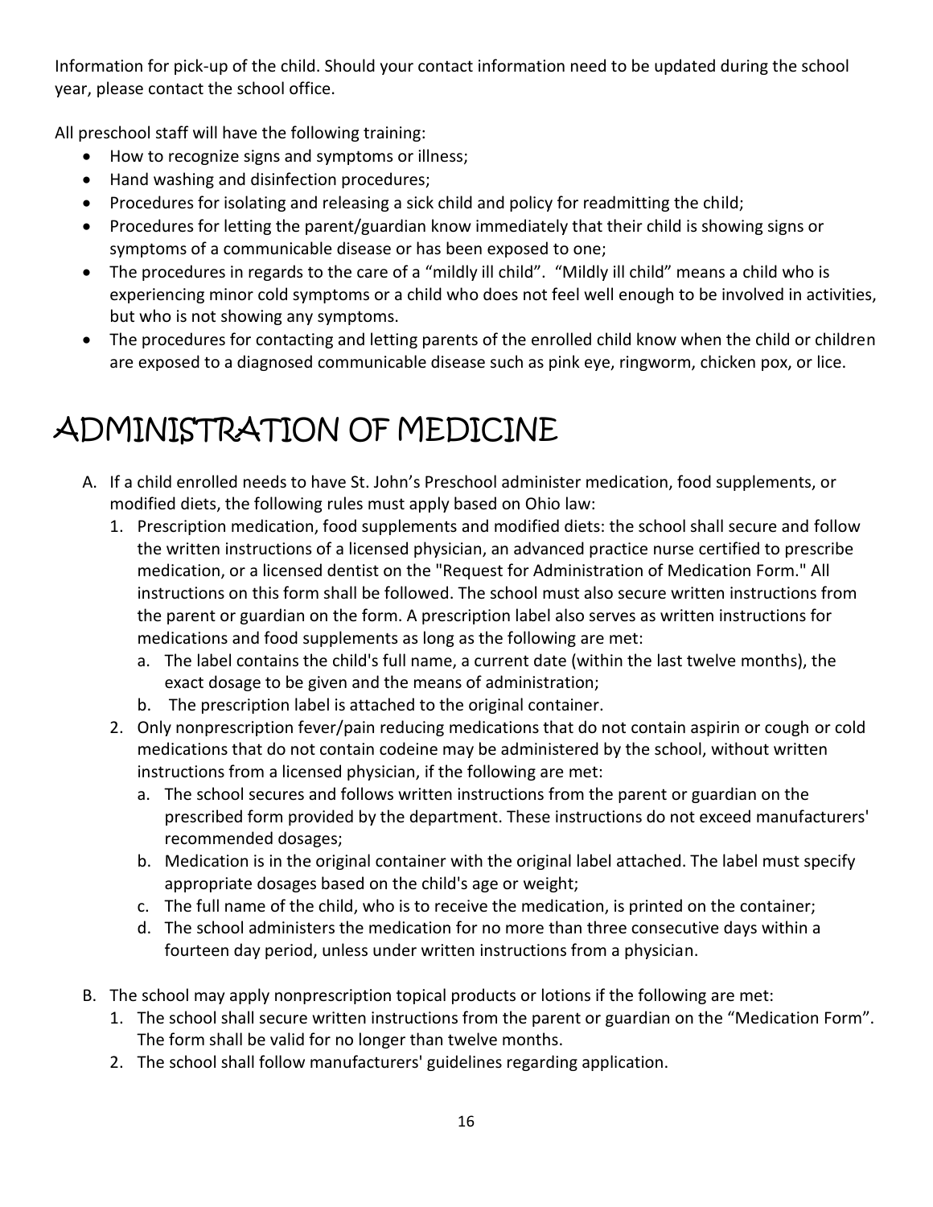Information for pick-up of the child. Should your contact information need to be updated during the school year, please contact the school office.

All preschool staff will have the following training:

- How to recognize signs and symptoms or illness;
- Hand washing and disinfection procedures;
- Procedures for isolating and releasing a sick child and policy for readmitting the child;
- Procedures for letting the parent/guardian know immediately that their child is showing signs or symptoms of a communicable disease or has been exposed to one;
- The procedures in regards to the care of a "mildly ill child". "Mildly ill child" means a child who is experiencing minor cold symptoms or a child who does not feel well enough to be involved in activities, but who is not showing any symptoms.
- The procedures for contacting and letting parents of the enrolled child know when the child or children are exposed to a diagnosed communicable disease such as pink eye, ringworm, chicken pox, or lice.

# ADMINISTRATION OF MEDICINE

A. If a child enrolled needs to have St. John's Preschool administer medication, food supplements, or modified diets, the following rules must apply based on Ohio law:
   1. Prescription medication, food supplements and modified diets: the school shall secure and follow the written instructions of a licensed physician, an advanced practice nurse certified to prescribe medication, or a licensed dentist on the "Request for Administration of Medication Form." All instructions on this form shall be followed. The school must also secure written instructions from the parent or guardian on the form. A prescription label also serves as written instructions for medications and food supplements as long as the following are met:
      a. The label contains the child's full name, a current date (within the last twelve months), the exact dosage to be given and the means of administration;
      b. The prescription label is attached to the original container.
   2. Only nonprescription fever/pain reducing medications that do not contain aspirin or cough or cold medications that do not contain codeine may be administered by the school, without written instructions from a licensed physician, if the following are met:
      a. The school secures and follows written instructions from the parent or guardian on the prescribed form provided by the department. These instructions do not exceed manufacturers' recommended dosages;
      b. Medication is in the original container with the original label attached. The label must specify appropriate dosages based on the child's age or weight;
      c. The full name of the child, who is to receive the medication, is printed on the container;
      d. The school administers the medication for no more than three consecutive days within a fourteen day period, unless under written instructions from a physician.

B. The school may apply nonprescription topical products or lotions if the following are met:
   1. The school shall secure written instructions from the parent or guardian on the "Medication Form". The form shall be valid for no longer than twelve months.
   2. The school shall follow manufacturers' guidelines regarding application.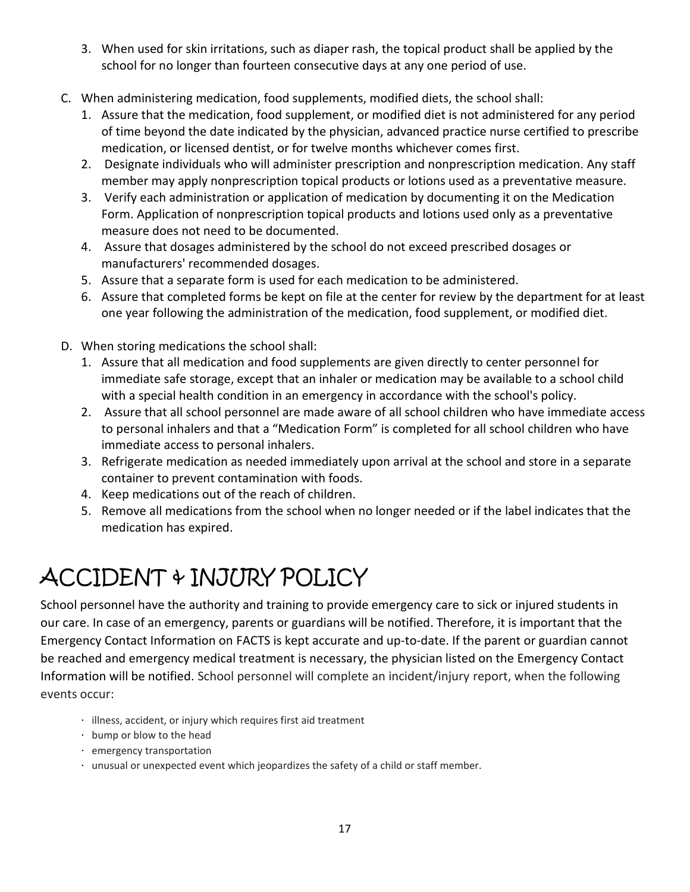3. When used for skin irritations, such as diaper rash, the topical product shall be applied by the school for no longer than fourteen consecutive days at any one period of use.

C. When administering medication, food supplements, modified diets, the school shall:
   1. Assure that the medication, food supplement, or modified diet is not administered for any period of time beyond the date indicated by the physician, advanced practice nurse certified to prescribe medication, or licensed dentist, or for twelve months whichever comes first.
   2. Designate individuals who will administer prescription and nonprescription medication. Any staff member may apply nonprescription topical products or lotions used as a preventative measure.
   3. Verify each administration or application of medication by documenting it on the Medication Form. Application of nonprescription topical products and lotions used only as a preventative measure does not need to be documented.
   4. Assure that dosages administered by the school do not exceed prescribed dosages or manufacturers' recommended dosages.
   5. Assure that a separate form is used for each medication to be administered.
   6. Assure that completed forms be kept on file at the center for review by the department for at least one year following the administration of the medication, food supplement, or modified diet.

D. When storing medications the school shall:
   1. Assure that all medication and food supplements are given directly to center personnel for immediate safe storage, except that an inhaler or medication may be available to a school child with a special health condition in an emergency in accordance with the school's policy.
   2. Assure that all school personnel are made aware of all school children who have immediate access to personal inhalers and that a "Medication Form" is completed for all school children who have immediate access to personal inhalers.
   3. Refrigerate medication as needed immediately upon arrival at the school and store in a separate container to prevent contamination with foods.
   4. Keep medications out of the reach of children.
   5. Remove all medications from the school when no longer needed or if the label indicates that the medication has expired.

# ACCIDENT & INJURY POLICY

School personnel have the authority and training to provide emergency care to sick or injured students in our care. In case of an emergency, parents or guardians will be notified. Therefore, it is important that the Emergency Contact Information on FACTS is kept accurate and up-to-date. If the parent or guardian cannot be reached and emergency medical treatment is necessary, the physician listed on the Emergency Contact Information will be notified. School personnel will complete an incident/injury report, when the following events occur:

- illness, accident, or injury which requires first aid treatment
- bump or blow to the head
- emergency transportation
- unusual or unexpected event which jeopardizes the safety of a child or staff member.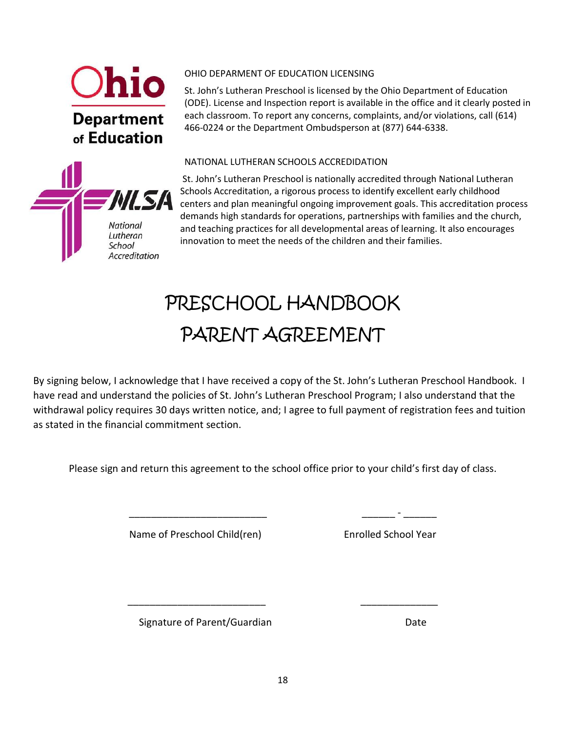OHIO DEPARMENT OF EDUCATION LICENSING

St. John's Lutheran Preschool is licensed by the Ohio Department of Education (ODE). License and Inspection report is available in the office and it clearly posted in each classroom. To report any concerns, complaints, and/or violations, call (614) 466-0224 or the Department Ombudsperson at (877) 644-6338.

NATIONAL LUTHERAN SCHOOLS ACCREDIDATION

St. John's Lutheran Preschool is nationally accredited through National Lutheran Schools Accreditation, a rigorous process to identify excellent early childhood centers and plan meaningful ongoing improvement goals. This accreditation process demands high standards for operations, partnerships with families and the church, and teaching practices for all developmental areas of learning. It also encourages innovation to meet the needs of the children and their families.

# PRESCHOOL HANDBOOK
# PARENT AGREEMENT

By signing below, I acknowledge that I have received a copy of the St. John's Lutheran Preschool Handbook. I have read and understand the policies of St. John's Lutheran Preschool Program; I also understand that the withdrawal policy requires 30 days written notice, and; I agree to full payment of registration fees and tuition as stated in the financial commitment section.

Please sign and return this agreement to the school office prior to your child's first day of class.

_________________________ ______ - ______

Name of Preschool Child(ren) Enrolled School Year

_________________________ ______________

Signature of Parent/Guardian Date